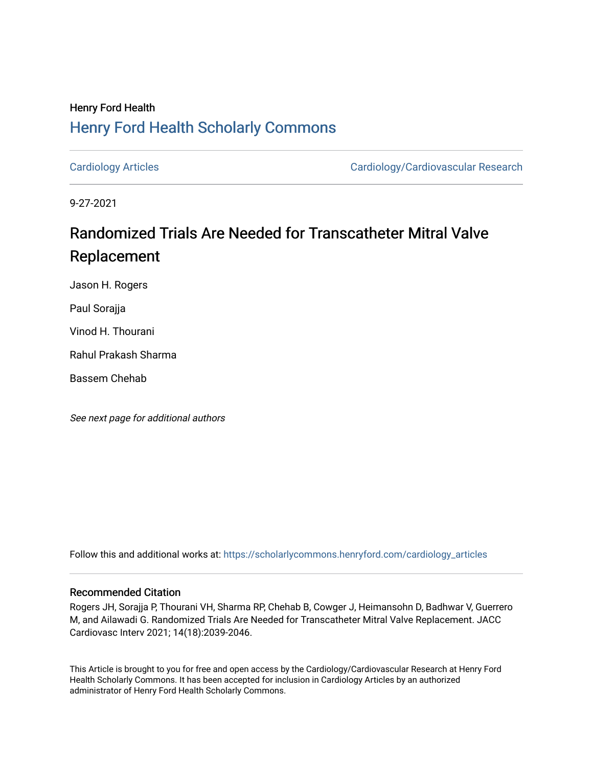Henry Ford Health

## Henry Ford Health Scholarly Commons

Cardiology Articles | Cardiology/Cardiovascular Research

9-27-2021

# Randomized Trials Are Needed for Transcatheter Mitral Valve Replacement

Jason H. Rogers

Paul Sorajja

Vinod H. Thourani

Rahul Prakash Sharma

Bassem Chehab

*See next page for additional authors*

Follow this and additional works at: https://scholarlycommons.henryford.com/cardiology_articles

### Recommended Citation

Rogers JH, Sorajja P, Thourani VH, Sharma RP, Chehab B, Cowger J, Heimansohn D, Badhwar V, Guerrero M, and Ailawadi G. Randomized Trials Are Needed for Transcatheter Mitral Valve Replacement. JACC Cardiovasc Interv 2021; 14(18):2039-2046.

This Article is brought to you for free and open access by the Cardiology/Cardiovascular Research at Henry Ford Health Scholarly Commons. It has been accepted for inclusion in Cardiology Articles by an authorized administrator of Henry Ford Health Scholarly Commons.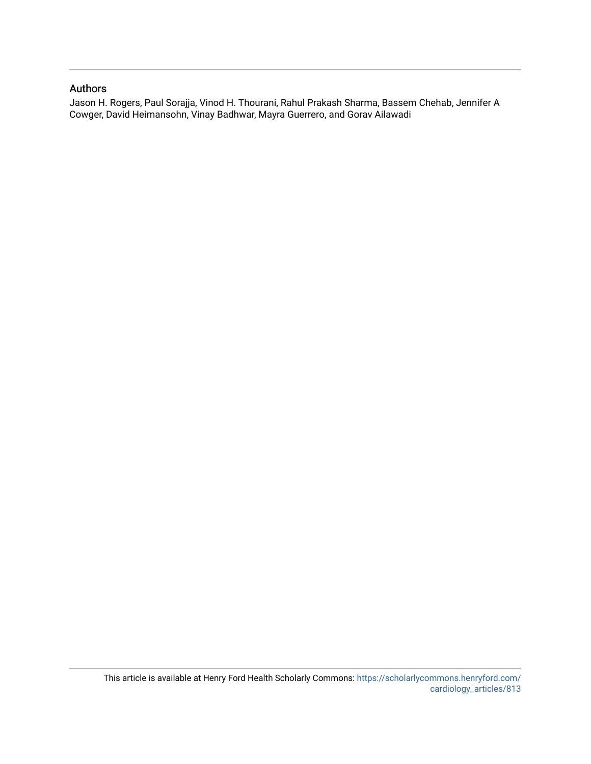## Authors

Jason H. Rogers, Paul Sorajja, Vinod H. Thourani, Rahul Prakash Sharma, Bassem Chehab, Jennifer A Cowger, David Heimansohn, Vinay Badhwar, Mayra Guerrero, and Gorav Ailawadi

This article is available at Henry Ford Health Scholarly Commons: https://scholarlycommons.henryford.com/cardiology_articles/813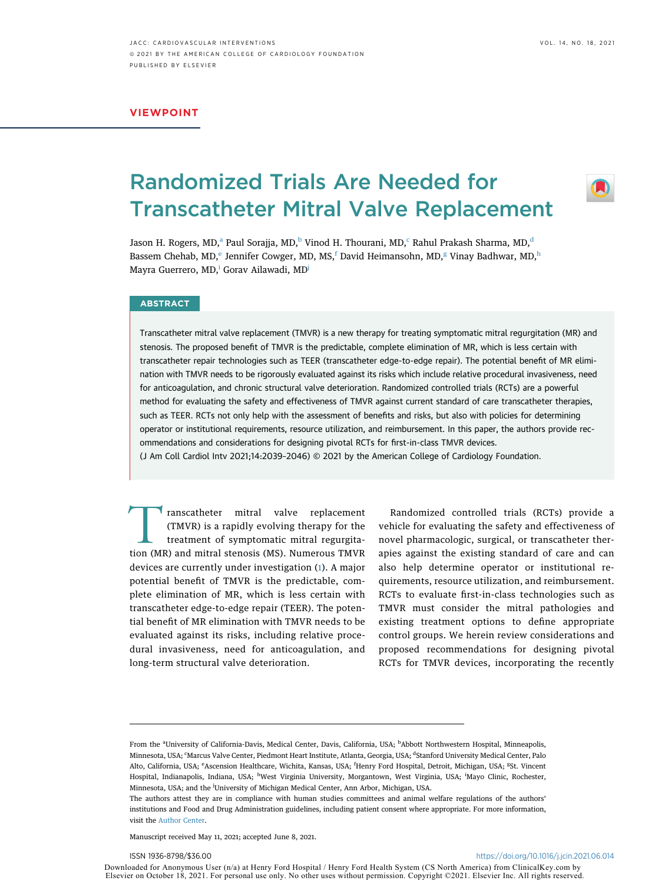VIEWPOINT

# Randomized Trials Are Needed for Transcatheter Mitral Valve Replacement

Jason H. Rogers, MD,[a] Paul Sorajja, MD,[b] Vinod H. Thourani, MD,[c] Rahul Prakash Sharma, MD,[d] Bassem Chehab, MD,[e] Jennifer Cowger, MD, MS,[f] David Heimansohn, MD,[g] Vinay Badhwar, MD,[h] Mayra Guerrero, MD,[i] Gorav Ailawadi, MD[j]

## ABSTRACT

Transcatheter mitral valve replacement (TMVR) is a new therapy for treating symptomatic mitral regurgitation (MR) and stenosis. The proposed benefit of TMVR is the predictable, complete elimination of MR, which is less certain with transcatheter repair technologies such as TEER (transcatheter edge-to-edge repair). The potential benefit of MR elimination with TMVR needs to be rigorously evaluated against its risks which include relative procedural invasiveness, need for anticoagulation, and chronic structural valve deterioration. Randomized controlled trials (RCTs) are a powerful method for evaluating the safety and effectiveness of TMVR against current standard of care transcatheter therapies, such as TEER. RCTs not only help with the assessment of benefits and risks, but also with policies for determining operator or institutional requirements, resource utilization, and reimbursement. In this paper, the authors provide recommendations and considerations for designing pivotal RCTs for first-in-class TMVR devices.
(J Am Coll Cardiol Intv 2021;14:2039–2046) © 2021 by the American College of Cardiology Foundation.

Transcatheter mitral valve replacement (TMVR) is a rapidly evolving therapy for the treatment of symptomatic mitral regurgitation (MR) and mitral stenosis (MS). Numerous TMVR devices are currently under investigation (1). A major potential benefit of TMVR is the predictable, complete elimination of MR, which is less certain with transcatheter edge-to-edge repair (TEER). The potential benefit of MR elimination with TMVR needs to be evaluated against its risks, including relative procedural invasiveness, need for anticoagulation, and long-term structural valve deterioration.

Randomized controlled trials (RCTs) provide a vehicle for evaluating the safety and effectiveness of novel pharmacologic, surgical, or transcatheter therapies against the existing standard of care and can also help determine operator or institutional requirements, resource utilization, and reimbursement. RCTs to evaluate first-in-class technologies such as TMVR must consider the mitral pathologies and existing treatment options to define appropriate control groups. We herein review considerations and proposed recommendations for designing pivotal RCTs for TMVR devices, incorporating the recently

---

From the [a]University of California-Davis, Medical Center, Davis, California, USA; [b]Abbott Northwestern Hospital, Minneapolis, Minnesota, USA; [c]Marcus Valve Center, Piedmont Heart Institute, Atlanta, Georgia, USA; [d]Stanford University Medical Center, Palo Alto, California, USA; [e]Ascension Healthcare, Wichita, Kansas, USA; [f]Henry Ford Hospital, Detroit, Michigan, USA; [g]St. Vincent Hospital, Indianapolis, Indiana, USA; [h]West Virginia University, Morgantown, West Virginia, USA; [i]Mayo Clinic, Rochester, Minnesota, USA; and the [j]University of Michigan Medical Center, Ann Arbor, Michigan, USA.

The authors attest they are in compliance with human studies committees and animal welfare regulations of the authors' institutions and Food and Drug Administration guidelines, including patient consent where appropriate. For more information, visit the Author Center.

Manuscript received May 11, 2021; accepted June 8, 2021.

ISSN 1936-8798/$36.00 https://doi.org/10.1016/j.jcin.2021.06.014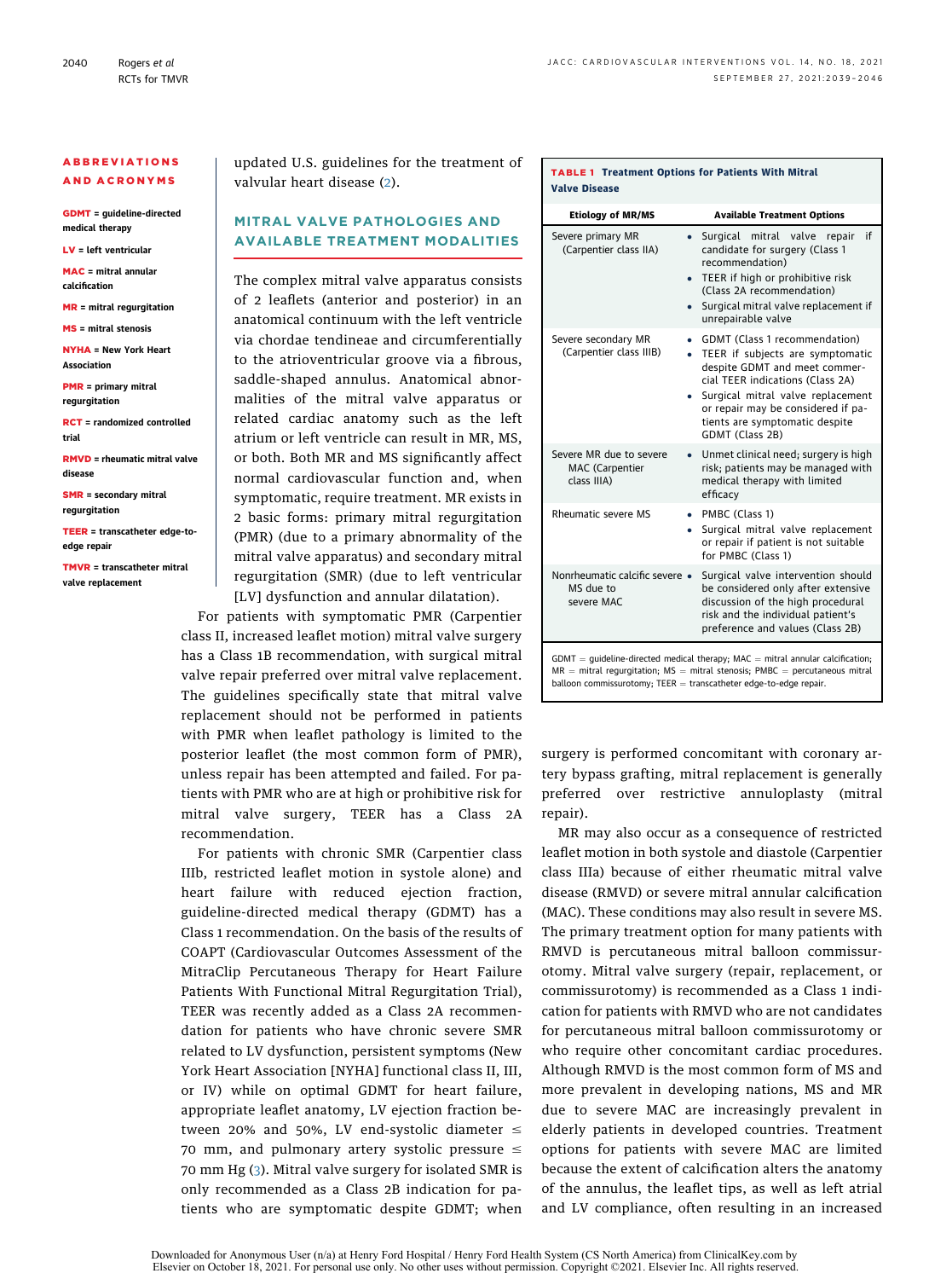**ABBREVIATIONS AND ACRONYMS**

**GDMT** = guideline-directed medical therapy

**LV** = left ventricular

**MAC** = mitral annular calcification

**MR** = mitral regurgitation

**MS** = mitral stenosis

**NYHA** = New York Heart Association

**PMR** = primary mitral regurgitation

**RCT** = randomized controlled trial

**RMVD** = rheumatic mitral valve disease

**SMR** = secondary mitral regurgitation

**TEER** = transcatheter edge-to-edge repair

**TMVR** = transcatheter mitral valve replacement

updated U.S. guidelines for the treatment of valvular heart disease (2).

## MITRAL VALVE PATHOLOGIES AND AVAILABLE TREATMENT MODALITIES

The complex mitral valve apparatus consists of 2 leaflets (anterior and posterior) in an anatomical continuum with the left ventricle via chordae tendineae and circumferentially to the atrioventricular groove via a fibrous, saddle-shaped annulus. Anatomical abnormalities of the mitral valve apparatus or related cardiac anatomy such as the left atrium or left ventricle can result in MR, MS, or both. Both MR and MS significantly affect normal cardiovascular function and, when symptomatic, require treatment. MR exists in 2 basic forms: primary mitral regurgitation (PMR) (due to a primary abnormality of the mitral valve apparatus) and secondary mitral regurgitation (SMR) (due to left ventricular [LV] dysfunction and annular dilatation).

For patients with symptomatic PMR (Carpentier class II, increased leaflet motion) mitral valve surgery has a Class 1B recommendation, with surgical mitral valve repair preferred over mitral valve replacement. The guidelines specifically state that mitral valve replacement should not be performed in patients with PMR when leaflet pathology is limited to the posterior leaflet (the most common form of PMR), unless repair has been attempted and failed. For patients with PMR who are at high or prohibitive risk for mitral valve surgery, TEER has a Class 2A recommendation.

For patients with chronic SMR (Carpentier class IIIb, restricted leaflet motion in systole alone) and heart failure with reduced ejection fraction, guideline-directed medical therapy (GDMT) has a Class 1 recommendation. On the basis of the results of COAPT (Cardiovascular Outcomes Assessment of the MitraClip Percutaneous Therapy for Heart Failure Patients With Functional Mitral Regurgitation Trial), TEER was recently added as a Class 2A recommendation for patients who have chronic severe SMR related to LV dysfunction, persistent symptoms (New York Heart Association [NYHA] functional class II, III, or IV) while on optimal GDMT for heart failure, appropriate leaflet anatomy, LV ejection fraction between 20% and 50%, LV end-systolic diameter $\leq$ 70 mm, and pulmonary artery systolic pressure $\leq$ 70 mm Hg (3). Mitral valve surgery for isolated SMR is only recommended as a Class 2B indication for patients who are symptomatic despite GDMT; when surgery is performed concomitant with coronary artery bypass grafting, mitral replacement is generally preferred over restrictive annuloplasty (mitral repair).

**TABLE 1 Treatment Options for Patients With Mitral Valve Disease**

| Etiology of MR/MS | Available Treatment Options |
|---|---|
| Severe primary MR (Carpentier class IIA) | • Surgical mitral valve repair if candidate for surgery (Class 1 recommendation)<br>• TEER if high or prohibitive risk (Class 2A recommendation)<br>• Surgical mitral valve replacement if unrepairable valve |
| Severe secondary MR (Carpentier class IIIB) | • GDMT (Class 1 recommendation)<br>• TEER if subjects are symptomatic despite GDMT and meet commercial TEER indications (Class 2A)<br>• Surgical mitral valve replacement or repair may be considered if patients are symptomatic despite GDMT (Class 2B) |
| Severe MR due to severe MAC (Carpentier class IIIA) | • Unmet clinical need; surgery is high risk; patients may be managed with medical therapy with limited efficacy |
| Rheumatic severe MS | • PMBC (Class 1)<br>• Surgical mitral valve replacement or repair if patient is not suitable for PMBC (Class 1) |
| Nonrheumatic calcific severe MS due to severe MAC | • Surgical valve intervention should be considered only after extensive discussion of the high procedural risk and the individual patient's preference and values (Class 2B) |

GDMT = guideline-directed medical therapy; MAC = mitral annular calcification; MR = mitral regurgitation; MS = mitral stenosis; PMBC = percutaneous mitral balloon commissurotomy; TEER = transcatheter edge-to-edge repair.

MR may also occur as a consequence of restricted leaflet motion in both systole and diastole (Carpentier class IIIa) because of either rheumatic mitral valve disease (RMVD) or severe mitral annular calcification (MAC). These conditions may also result in severe MS. The primary treatment option for many patients with RMVD is percutaneous mitral balloon commissurotomy. Mitral valve surgery (repair, replacement, or commissurotomy) is recommended as a Class 1 indication for patients with RMVD who are not candidates for percutaneous mitral balloon commissurotomy or who require other concomitant cardiac procedures. Although RMVD is the most common form of MS and more prevalent in developing nations, MS and MR due to severe MAC are increasingly prevalent in elderly patients in developed countries. Treatment options for patients with severe MAC are limited because the extent of calcification alters the anatomy of the annulus, the leaflet tips, as well as left atrial and LV compliance, often resulting in an increased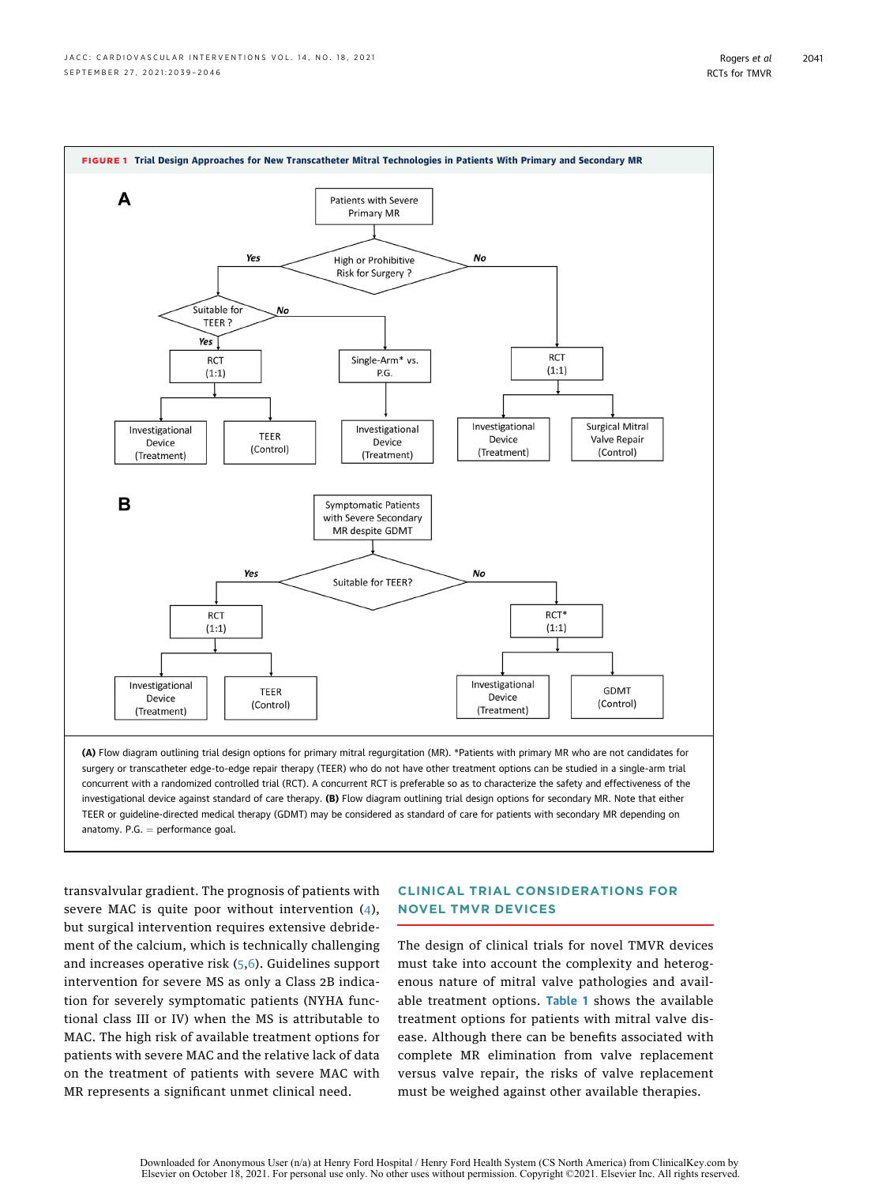**FIGURE 1 Trial Design Approaches for New Transcatheter Mitral Technologies in Patients With Primary and Secondary MR**

**A**

- Patients with Severe Primary MR
  - High or Prohibitive Risk for Surgery?
    - **Yes** → Suitable for TEER?
      - **Yes** → RCT (1:1)
        - Investigational Device (Treatment)
        - TEER (Control)
      - **No** → Single-Arm* vs. P.G.
        - Investigational Device (Treatment)
    - **No** → RCT (1:1)
      - Investigational Device (Treatment)
      - Surgical Mitral Valve Repair (Control)

**B**

- Symptomatic Patients with Severe Secondary MR despite GDMT
  - Suitable for TEER?
    - **Yes** → RCT (1:1)
      - Investigational Device (Treatment)
      - TEER (Control)
    - **No** → RCT* (1:1)
      - Investigational Device (Treatment)
      - GDMT (Control)

**(A)** Flow diagram outlining trial design options for primary mitral regurgitation (MR). *Patients with primary MR who are not candidates for surgery or transcatheter edge-to-edge repair therapy (TEER) who do not have other treatment options can be studied in a single-arm trial concurrent with a randomized controlled trial (RCT). A concurrent RCT is preferable so as to characterize the safety and effectiveness of the investigational device against standard of care therapy. **(B)** Flow diagram outlining trial design options for secondary MR. Note that either TEER or guideline-directed medical therapy (GDMT) may be considered as standard of care for patients with secondary MR depending on anatomy. P.G. = performance goal.

transvalvular gradient. The prognosis of patients with severe MAC is quite poor without intervention (4), but surgical intervention requires extensive debridement of the calcium, which is technically challenging and increases operative risk (5,6). Guidelines support intervention for severe MS as only a Class 2B indication for severely symptomatic patients (NYHA functional class III or IV) when the MS is attributable to MAC. The high risk of available treatment options for patients with severe MAC and the relative lack of data on the treatment of patients with severe MAC with MR represents a significant unmet clinical need.

## CLINICAL TRIAL CONSIDERATIONS FOR NOVEL TMVR DEVICES

The design of clinical trials for novel TMVR devices must take into account the complexity and heterogenous nature of mitral valve pathologies and available treatment options. Table 1 shows the available treatment options for patients with mitral valve disease. Although there can be benefits associated with complete MR elimination from valve replacement versus valve repair, the risks of valve replacement must be weighed against other available therapies.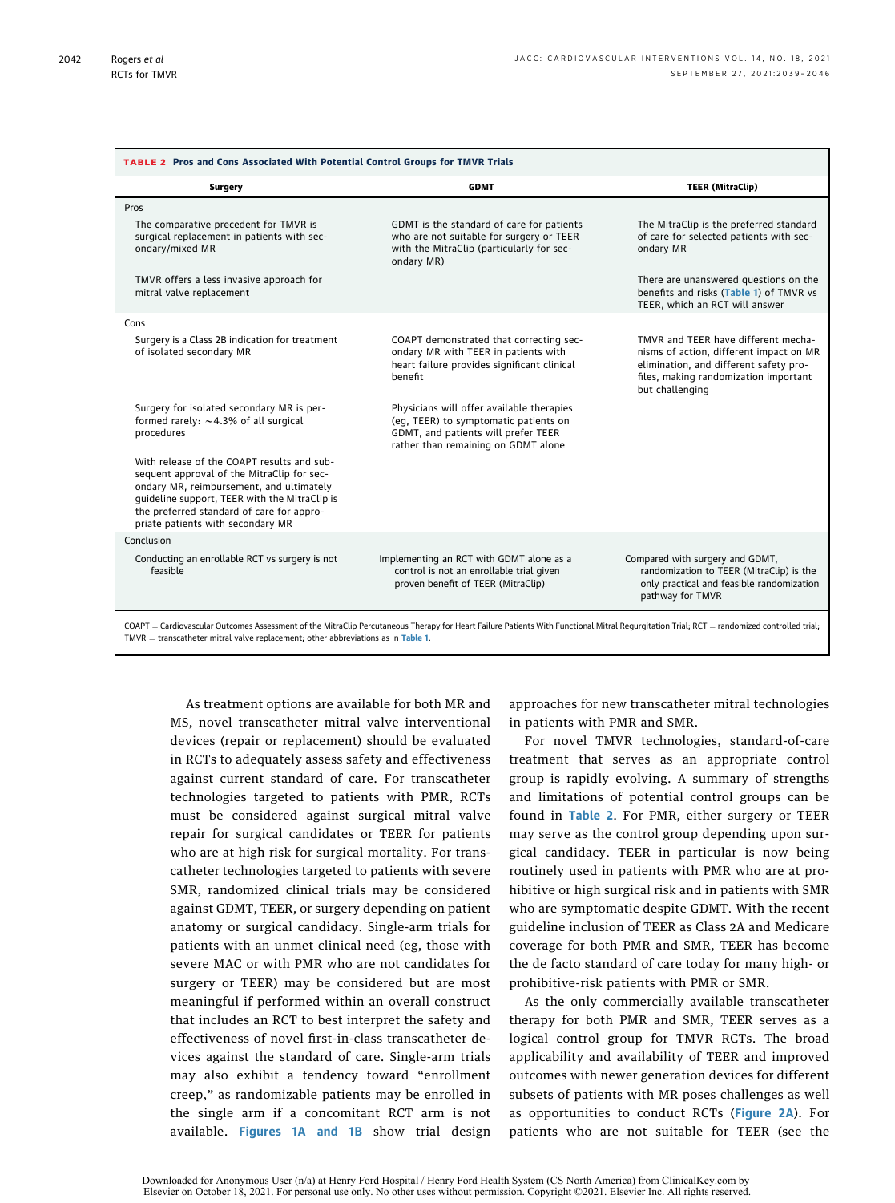**TABLE 2 Pros and Cons Associated With Potential Control Groups for TMVR Trials**

| Surgery | GDMT | TEER (MitraClip) |
|---|---|---|
| **Pros** | | |
| The comparative precedent for TMVR is surgical replacement in patients with secondary/mixed MR | GDMT is the standard of care for patients who are not suitable for surgery or TEER with the MitraClip (particularly for secondary MR) | The MitraClip is the preferred standard of care for selected patients with secondary MR |
| TMVR offers a less invasive approach for mitral valve replacement | | There are unanswered questions on the benefits and risks (Table 1) of TMVR vs TEER, which an RCT will answer |
| **Cons** | | |
| Surgery is a Class 2B indication for treatment of isolated secondary MR | COAPT demonstrated that correcting secondary MR with TEER in patients with heart failure provides significant clinical benefit | TMVR and TEER have different mechanisms of action, different impact on MR elimination, and different safety profiles, making randomization important but challenging |
| Surgery for isolated secondary MR is performed rarely: ~4.3% of all surgical procedures | Physicians will offer available therapies (eg, TEER) to symptomatic patients on GDMT, and patients will prefer TEER rather than remaining on GDMT alone | |
| With release of the COAPT results and subsequent approval of the MitraClip for secondary MR, reimbursement, and ultimately guideline support, TEER with the MitraClip is the preferred standard of care for appropriate patients with secondary MR | | |
| **Conclusion** | | |
| Conducting an enrollable RCT vs surgery is not feasible | Implementing an RCT with GDMT alone as a control is not an enrollable trial given proven benefit of TEER (MitraClip) | Compared with surgery and GDMT, randomization to TEER (MitraClip) is the only practical and feasible randomization pathway for TMVR |

COAPT = Cardiovascular Outcomes Assessment of the MitraClip Percutaneous Therapy for Heart Failure Patients With Functional Mitral Regurgitation Trial; RCT = randomized controlled trial; TMVR = transcatheter mitral valve replacement; other abbreviations as in Table 1.

As treatment options are available for both MR and MS, novel transcatheter mitral valve interventional devices (repair or replacement) should be evaluated in RCTs to adequately assess safety and effectiveness against current standard of care. For transcatheter technologies targeted to patients with PMR, RCTs must be considered against surgical mitral valve repair for surgical candidates or TEER for patients who are at high risk for surgical mortality. For transcatheter technologies targeted to patients with severe SMR, randomized clinical trials may be considered against GDMT, TEER, or surgery depending on patient anatomy or surgical candidacy. Single-arm trials for patients with an unmet clinical need (eg, those with severe MAC or with PMR who are not candidates for surgery or TEER) may be considered but are most meaningful if performed within an overall construct that includes an RCT to best interpret the safety and effectiveness of novel first-in-class transcatheter devices against the standard of care. Single-arm trials may also exhibit a tendency toward "enrollment creep," as randomizable patients may be enrolled in the single arm if a concomitant RCT arm is not available. Figures 1A and 1B show trial design approaches for new transcatheter mitral technologies in patients with PMR and SMR.

For novel TMVR technologies, standard-of-care treatment that serves as an appropriate control group is rapidly evolving. A summary of strengths and limitations of potential control groups can be found in Table 2. For PMR, either surgery or TEER may serve as the control group depending upon surgical candidacy. TEER in particular is now being routinely used in patients with PMR who are at prohibitive or high surgical risk and in patients with SMR who are symptomatic despite GDMT. With the recent guideline inclusion of TEER as Class 2A and Medicare coverage for both PMR and SMR, TEER has become the de facto standard of care today for many high- or prohibitive-risk patients with PMR or SMR.

As the only commercially available transcatheter therapy for both PMR and SMR, TEER serves as a logical control group for TMVR RCTs. The broad applicability and availability of TEER and improved outcomes with newer generation devices for different subsets of patients with MR poses challenges as well as opportunities to conduct RCTs (Figure 2A). For patients who are not suitable for TEER (see the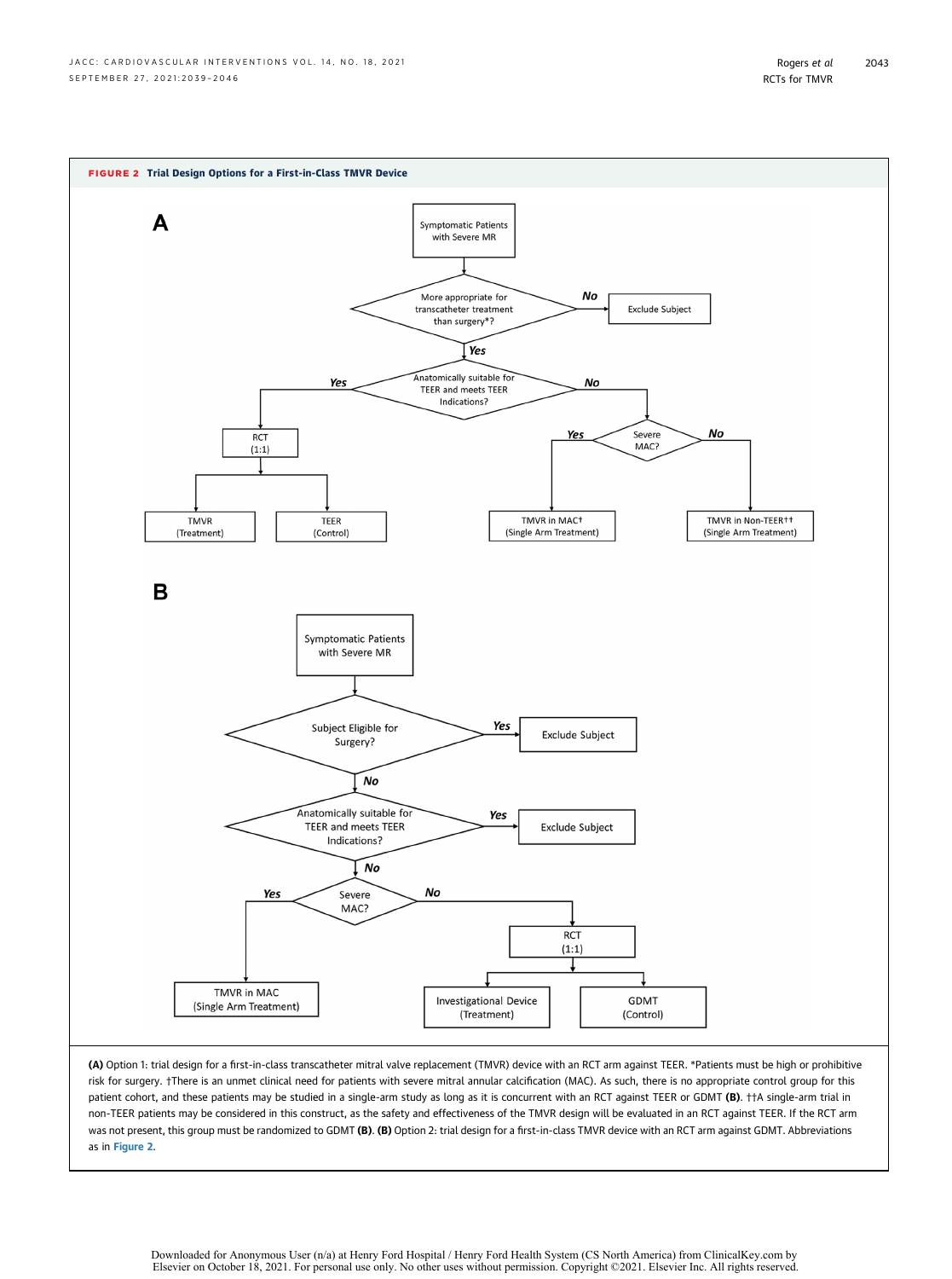**FIGURE 2 Trial Design Options for a First-in-Class TMVR Device**

**A**

- Symptomatic Patients with Severe MR
  - More appropriate for transcatheter treatment than surgery*?
    - No → Exclude Subject
    - Yes → Anatomically suitable for TEER and meets TEER Indications?
      - Yes → RCT (1:1)
        - TMVR (Treatment)
        - TEER (Control)
      - No → Severe MAC?
        - Yes → TMVR in MAC† (Single Arm Treatment)
        - No → TMVR in Non-TEER†† (Single Arm Treatment)

**B**

- Symptomatic Patients with Severe MR
  - Subject Eligible for Surgery?
    - Yes → Exclude Subject
    - No → Anatomically suitable for TEER and meets TEER Indications?
      - Yes → Exclude Subject
      - No → Severe MAC?
        - Yes → TMVR in MAC (Single Arm Treatment)
        - No → RCT (1:1)
          - Investigational Device (Treatment)
          - GDMT (Control)

**(A)** Option 1: trial design for a first-in-class transcatheter mitral valve replacement (TMVR) device with an RCT arm against TEER. *Patients must be high or prohibitive risk for surgery. †There is an unmet clinical need for patients with severe mitral annular calcification (MAC). As such, there is no appropriate control group for this patient cohort, and these patients may be studied in a single-arm study as long as it is concurrent with an RCT against TEER or GDMT **(B)**. ††A single-arm trial in non-TEER patients may be considered in this construct, as the safety and effectiveness of the TMVR design will be evaluated in an RCT against TEER. If the RCT arm was not present, this group must be randomized to GDMT **(B)**. **(B)** Option 2: trial design for a first-in-class TMVR device with an RCT arm against GDMT. Abbreviations as in Figure 2.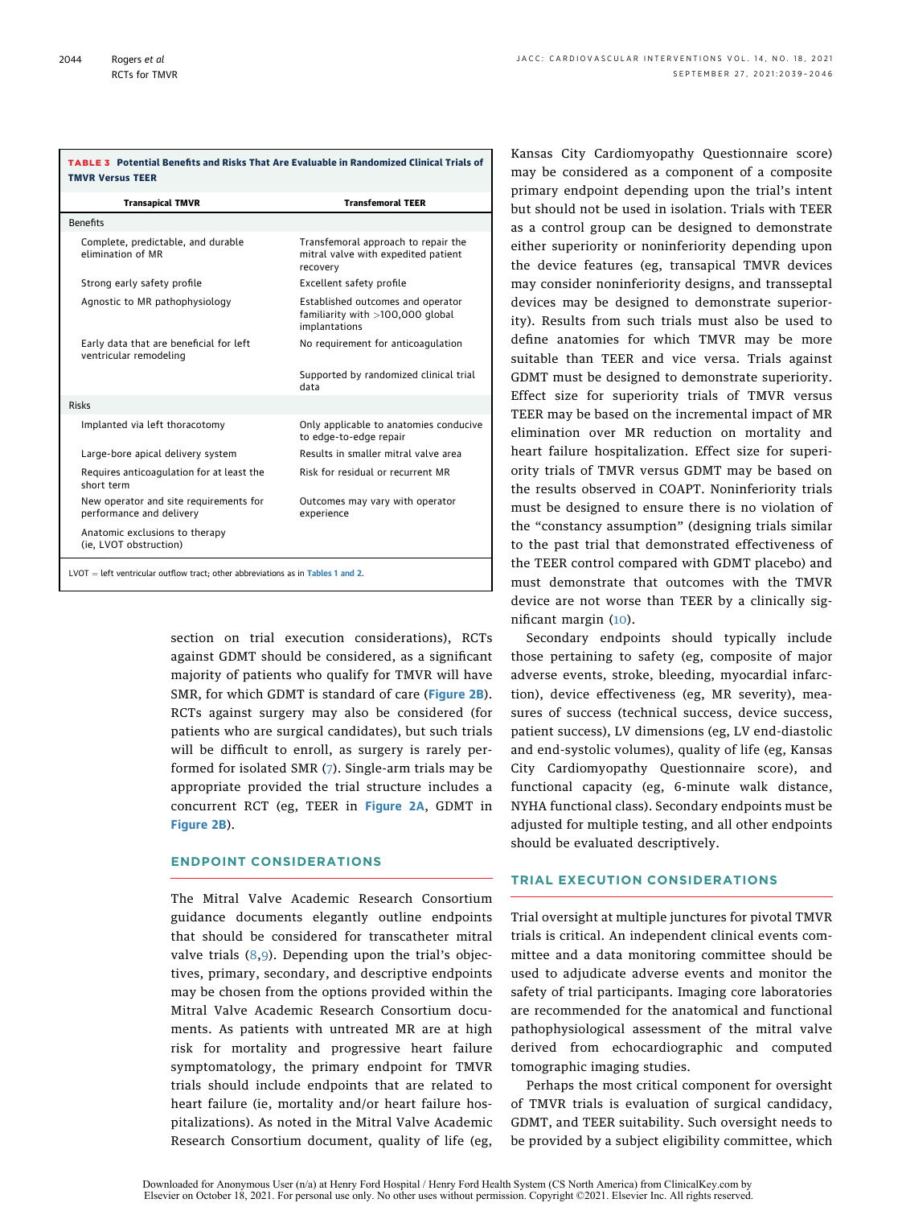**TABLE 3 Potential Benefits and Risks That Are Evaluable in Randomized Clinical Trials of TMVR Versus TEER**

| Transapical TMVR | Transfemoral TEER |
|---|---|
| **Benefits** | |
| Complete, predictable, and durable elimination of MR | Transfemoral approach to repair the mitral valve with expedited patient recovery |
| Strong early safety profile | Excellent safety profile |
| Agnostic to MR pathophysiology | Established outcomes and operator familiarity with >100,000 global implantations |
| Early data that are beneficial for left ventricular remodeling | No requirement for anticoagulation |
| | Supported by randomized clinical trial data |
| **Risks** | |
| Implanted via left thoracotomy | Only applicable to anatomies conducive to edge-to-edge repair |
| Large-bore apical delivery system | Results in smaller mitral valve area |
| Requires anticoagulation for at least the short term | Risk for residual or recurrent MR |
| New operator and site requirements for performance and delivery | Outcomes may vary with operator experience |
| Anatomic exclusions to therapy (ie, LVOT obstruction) | |

LVOT = left ventricular outflow tract; other abbreviations as in Tables 1 and 2.

section on trial execution considerations), RCTs against GDMT should be considered, as a significant majority of patients who qualify for TMVR will have SMR, for which GDMT is standard of care (Figure 2B). RCTs against surgery may also be considered (for patients who are surgical candidates), but such trials will be difficult to enroll, as surgery is rarely performed for isolated SMR (7). Single-arm trials may be appropriate provided the trial structure includes a concurrent RCT (eg, TEER in Figure 2A, GDMT in Figure 2B).

## ENDPOINT CONSIDERATIONS

The Mitral Valve Academic Research Consortium guidance documents elegantly outline endpoints that should be considered for transcatheter mitral valve trials (8,9). Depending upon the trial's objectives, primary, secondary, and descriptive endpoints may be chosen from the options provided within the Mitral Valve Academic Research Consortium documents. As patients with untreated MR are at high risk for mortality and progressive heart failure symptomatology, the primary endpoint for TMVR trials should include endpoints that are related to heart failure (ie, mortality and/or heart failure hospitalizations). As noted in the Mitral Valve Academic Research Consortium document, quality of life (eg, Kansas City Cardiomyopathy Questionnaire score) may be considered as a component of a composite primary endpoint depending upon the trial's intent but should not be used in isolation. Trials with TEER as a control group can be designed to demonstrate either superiority or noninferiority depending upon the device features (eg, transapical TMVR devices may consider noninferiority designs, and transseptal devices may be designed to demonstrate superiority). Results from such trials must also be used to define anatomies for which TMVR may be more suitable than TEER and vice versa. Trials against GDMT must be designed to demonstrate superiority. Effect size for superiority trials of TMVR versus TEER may be based on the incremental impact of MR elimination over MR reduction on mortality and heart failure hospitalization. Effect size for superiority trials of TMVR versus GDMT may be based on the results observed in COAPT. Noninferiority trials must be designed to ensure there is no violation of the "constancy assumption" (designing trials similar to the past trial that demonstrated effectiveness of the TEER control compared with GDMT placebo) and must demonstrate that outcomes with the TMVR device are not worse than TEER by a clinically significant margin (10).

Secondary endpoints should typically include those pertaining to safety (eg, composite of major adverse events, stroke, bleeding, myocardial infarction), device effectiveness (eg, MR severity), measures of success (technical success, device success, patient success), LV dimensions (eg, LV end-diastolic and end-systolic volumes), quality of life (eg, Kansas City Cardiomyopathy Questionnaire score), and functional capacity (eg, 6-minute walk distance, NYHA functional class). Secondary endpoints must be adjusted for multiple testing, and all other endpoints should be evaluated descriptively.

## TRIAL EXECUTION CONSIDERATIONS

Trial oversight at multiple junctures for pivotal TMVR trials is critical. An independent clinical events committee and a data monitoring committee should be used to adjudicate adverse events and monitor the safety of trial participants. Imaging core laboratories are recommended for the anatomical and functional pathophysiological assessment of the mitral valve derived from echocardiographic and computed tomographic imaging studies.

Perhaps the most critical component for oversight of TMVR trials is evaluation of surgical candidacy, GDMT, and TEER suitability. Such oversight needs to be provided by a subject eligibility committee, which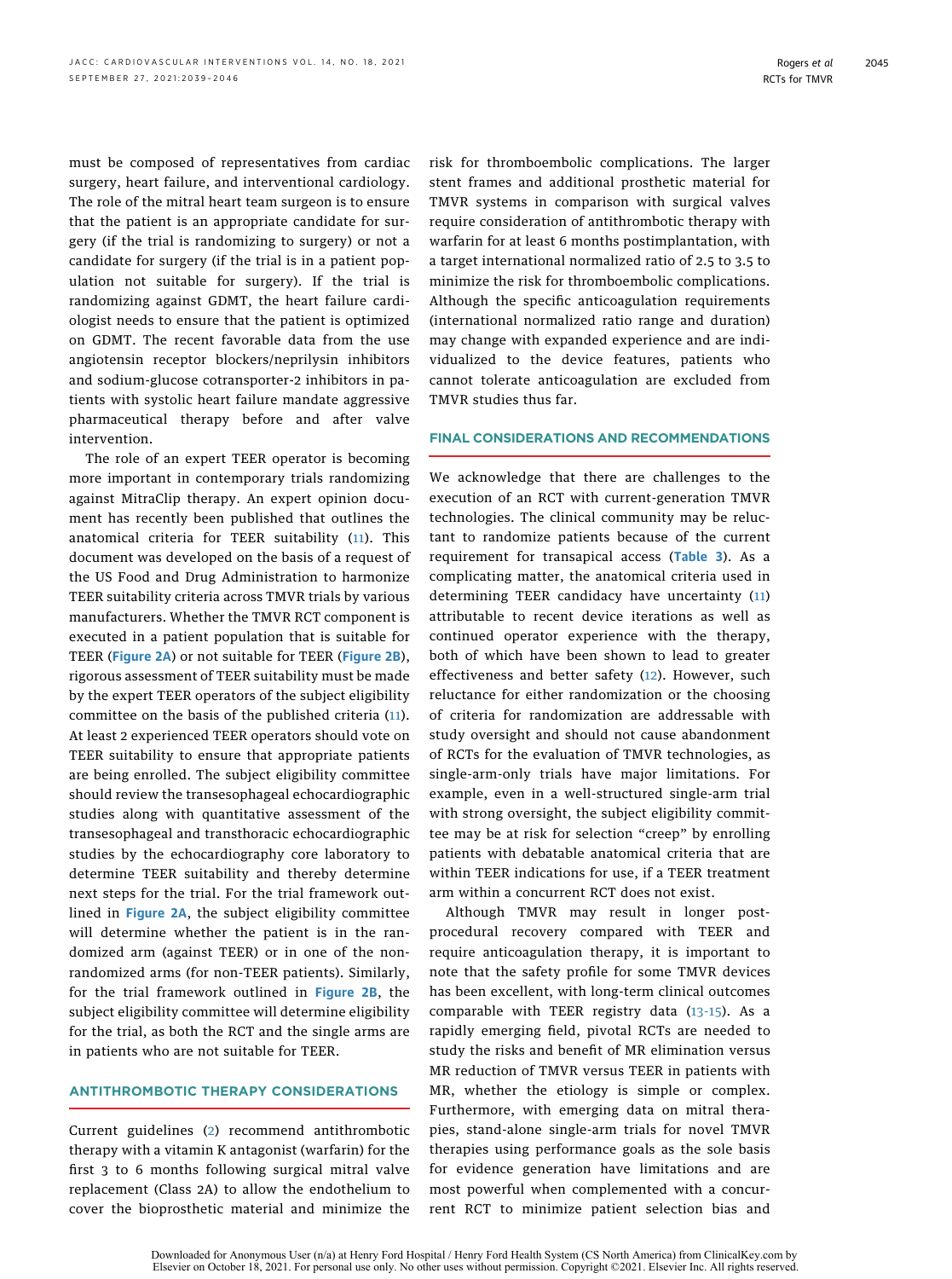must be composed of representatives from cardiac surgery, heart failure, and interventional cardiology. The role of the mitral heart team surgeon is to ensure that the patient is an appropriate candidate for surgery (if the trial is randomizing to surgery) or not a candidate for surgery (if the trial is in a patient population not suitable for surgery). If the trial is randomizing against GDMT, the heart failure cardiologist needs to ensure that the patient is optimized on GDMT. The recent favorable data from the use angiotensin receptor blockers/neprilysin inhibitors and sodium-glucose cotransporter-2 inhibitors in patients with systolic heart failure mandate aggressive pharmaceutical therapy before and after valve intervention.

The role of an expert TEER operator is becoming more important in contemporary trials randomizing against MitraClip therapy. An expert opinion document has recently been published that outlines the anatomical criteria for TEER suitability (11). This document was developed on the basis of a request of the US Food and Drug Administration to harmonize TEER suitability criteria across TMVR trials by various manufacturers. Whether the TMVR RCT component is executed in a patient population that is suitable for TEER (Figure 2A) or not suitable for TEER (Figure 2B), rigorous assessment of TEER suitability must be made by the expert TEER operators of the subject eligibility committee on the basis of the published criteria (11). At least 2 experienced TEER operators should vote on TEER suitability to ensure that appropriate patients are being enrolled. The subject eligibility committee should review the transesophageal echocardiographic studies along with quantitative assessment of the transesophageal and transthoracic echocardiographic studies by the echocardiography core laboratory to determine TEER suitability and thereby determine next steps for the trial. For the trial framework outlined in Figure 2A, the subject eligibility committee will determine whether the patient is in the randomized arm (against TEER) or in one of the nonrandomized arms (for non-TEER patients). Similarly, for the trial framework outlined in Figure 2B, the subject eligibility committee will determine eligibility for the trial, as both the RCT and the single arms are in patients who are not suitable for TEER.

## ANTITHROMBOTIC THERAPY CONSIDERATIONS

Current guidelines (2) recommend antithrombotic therapy with a vitamin K antagonist (warfarin) for the first 3 to 6 months following surgical mitral valve replacement (Class 2A) to allow the endothelium to cover the bioprosthetic material and minimize the risk for thromboembolic complications. The larger stent frames and additional prosthetic material for TMVR systems in comparison with surgical valves require consideration of antithrombotic therapy with warfarin for at least 6 months postimplantation, with a target international normalized ratio of 2.5 to 3.5 to minimize the risk for thromboembolic complications. Although the specific anticoagulation requirements (international normalized ratio range and duration) may change with expanded experience and are individualized to the device features, patients who cannot tolerate anticoagulation are excluded from TMVR studies thus far.

## FINAL CONSIDERATIONS AND RECOMMENDATIONS

We acknowledge that there are challenges to the execution of an RCT with current-generation TMVR technologies. The clinical community may be reluctant to randomize patients because of the current requirement for transapical access (Table 3). As a complicating matter, the anatomical criteria used in determining TEER candidacy have uncertainty (11) attributable to recent device iterations as well as continued operator experience with the therapy, both of which have been shown to lead to greater effectiveness and better safety (12). However, such reluctance for either randomization or the choosing of criteria for randomization are addressable with study oversight and should not cause abandonment of RCTs for the evaluation of TMVR technologies, as single-arm-only trials have major limitations. For example, even in a well-structured single-arm trial with strong oversight, the subject eligibility committee may be at risk for selection "creep" by enrolling patients with debatable anatomical criteria that are within TEER indications for use, if a TEER treatment arm within a concurrent RCT does not exist.

Although TMVR may result in longer postprocedural recovery compared with TEER and require anticoagulation therapy, it is important to note that the safety profile for some TMVR devices has been excellent, with long-term clinical outcomes comparable with TEER registry data (13-15). As a rapidly emerging field, pivotal RCTs are needed to study the risks and benefit of MR elimination versus MR reduction of TMVR versus TEER in patients with MR, whether the etiology is simple or complex. Furthermore, with emerging data on mitral therapies, stand-alone single-arm trials for novel TMVR therapies using performance goals as the sole basis for evidence generation have limitations and are most powerful when complemented with a concurrent RCT to minimize patient selection bias and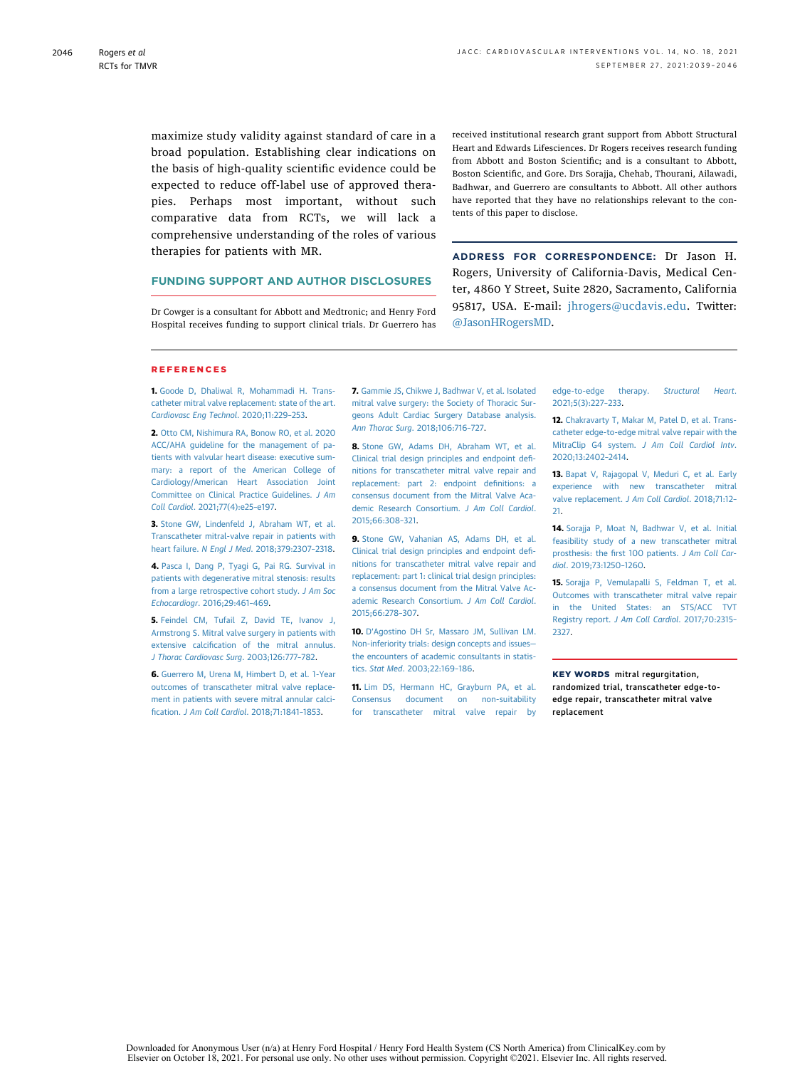maximize study validity against standard of care in a broad population. Establishing clear indications on the basis of high-quality scientific evidence could be expected to reduce off-label use of approved therapies. Perhaps most important, without such comparative data from RCTs, we will lack a comprehensive understanding of the roles of various therapies for patients with MR.

## FUNDING SUPPORT AND AUTHOR DISCLOSURES

Dr Cowger is a consultant for Abbott and Medtronic; and Henry Ford Hospital receives funding to support clinical trials. Dr Guerrero has received institutional research grant support from Abbott Structural Heart and Edwards Lifesciences. Dr Rogers receives research funding from Abbott and Boston Scientific; and is a consultant to Abbott, Boston Scientific, and Gore. Drs Sorajja, Chehab, Thourani, Ailawadi, Badhwar, and Guerrero are consultants to Abbott. All other authors have reported that they have no relationships relevant to the contents of this paper to disclose.

**ADDRESS FOR CORRESPONDENCE:** Dr Jason H. Rogers, University of California-Davis, Medical Center, 4860 Y Street, Suite 2820, Sacramento, California 95817, USA. E-mail: jhrogers@ucdavis.edu. Twitter: @JasonHRogersMD.

## REFERENCES

**1.** Goode D, Dhaliwal R, Mohammadi H. Transcatheter mitral valve replacement: state of the art. *Cardiovasc Eng Technol*. 2020;11:229–253.

**2.** Otto CM, Nishimura RA, Bonow RO, et al. 2020 ACC/AHA guideline for the management of patients with valvular heart disease: executive summary: a report of the American College of Cardiology/American Heart Association Joint Committee on Clinical Practice Guidelines. *J Am Coll Cardiol*. 2021;77(4):e25–e197.

**3.** Stone GW, Lindenfeld J, Abraham WT, et al. Transcatheter mitral-valve repair in patients with heart failure. *N Engl J Med*. 2018;379:2307–2318.

**4.** Pasca I, Dang P, Tyagi G, Pai RG. Survival in patients with degenerative mitral stenosis: results from a large retrospective cohort study. *J Am Soc Echocardiogr*. 2016;29:461–469.

**5.** Feindel CM, Tufail Z, David TE, Ivanov J, Armstrong S. Mitral valve surgery in patients with extensive calcification of the mitral annulus. *J Thorac Cardiovasc Surg*. 2003;126:777–782.

**6.** Guerrero M, Urena M, Himbert D, et al. 1-Year outcomes of transcatheter mitral valve replacement in patients with severe mitral annular calcification. *J Am Coll Cardiol*. 2018;71:1841–1853.

**7.** Gammie JS, Chikwe J, Badhwar V, et al. Isolated mitral valve surgery: the Society of Thoracic Surgeons Adult Cardiac Surgery Database analysis. *Ann Thorac Surg*. 2018;106:716–727.

**8.** Stone GW, Adams DH, Abraham WT, et al. Clinical trial design principles and endpoint definitions for transcatheter mitral valve repair and replacement: part 2: endpoint definitions: a consensus document from the Mitral Valve Academic Research Consortium. *J Am Coll Cardiol*. 2015;66:308–321.

**9.** Stone GW, Vahanian AS, Adams DH, et al. Clinical trial design principles and endpoint definitions for transcatheter mitral valve repair and replacement: part 1: clinical trial design principles: a consensus document from the Mitral Valve Academic Research Consortium. *J Am Coll Cardiol*. 2015;66:278–307.

**10.** D'Agostino DH Sr, Massaro JM, Sullivan LM. Non-inferiority trials: design concepts and issues—the encounters of academic consultants in statistics. *Stat Med*. 2003;22:169–186.

**11.** Lim DS, Hermann HC, Grayburn PA, et al. Consensus document on non-suitability for transcatheter mitral valve repair by edge-to-edge therapy. *Structural Heart*. 2021;5(3):227–233.

**12.** Chakravarty T, Makar M, Patel D, et al. Transcatheter edge-to-edge mitral valve repair with the MitraClip G4 system. *J Am Coll Cardiol Intv*. 2020;13:2402–2414.

**13.** Bapat V, Rajagopal V, Meduri C, et al. Early experience with new transcatheter mitral valve replacement. *J Am Coll Cardiol*. 2018;71:12–21.

**14.** Sorajja P, Moat N, Badhwar V, et al. Initial feasibility study of a new transcatheter mitral prosthesis: the first 100 patients. *J Am Coll Cardiol*. 2019;73:1250–1260.

**15.** Sorajja P, Vemulapalli S, Feldman T, et al. Outcomes with transcatheter mitral valve repair in the United States: an STS/ACC TVT Registry report. *J Am Coll Cardiol*. 2017;70:2315–2327.

**KEY WORDS** mitral regurgitation, randomized trial, transcatheter edge-to-edge repair, transcatheter mitral valve replacement